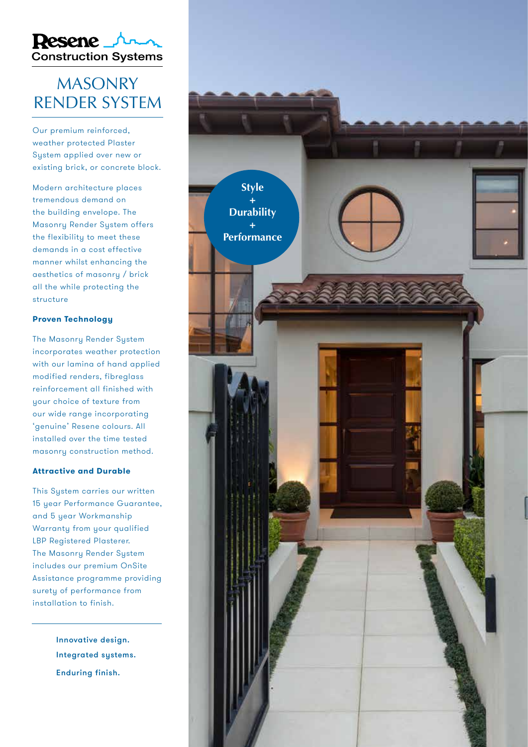Resene Construction Systems

# MASONRY RENDER SYSTEM

Our premium reinforced, weather protected Plaster System applied over new or existing brick, or concrete block.

Modern architecture places tremendous demand on the building envelope. The Masonry Render System offers the flexibility to meet these demands in a cost effective manner whilst enhancing the aesthetics of masonry / brick all the while protecting the structure

### Proven Technology

The Masonry Render System incorporates weather protection with our lamina of hand applied modified renders, fibreglass reinforcement all finished with your choice of texture from our wide range incorporating 'genuine' Resene colours. All installed over the time tested masonry construction method.

### Attractive and Durable

This System carries our written 15 year Performance Guarantee, and 5 year Workmanship Warranty from your qualified LBP Registered Plasterer.
The Masonry Render System includes our premium OnSite Assistance programme providing surety of performance from installation to finish.

**Innovative design.**
**Integrated systems.**
**Enduring finish.**

**Style + Durability + Performance**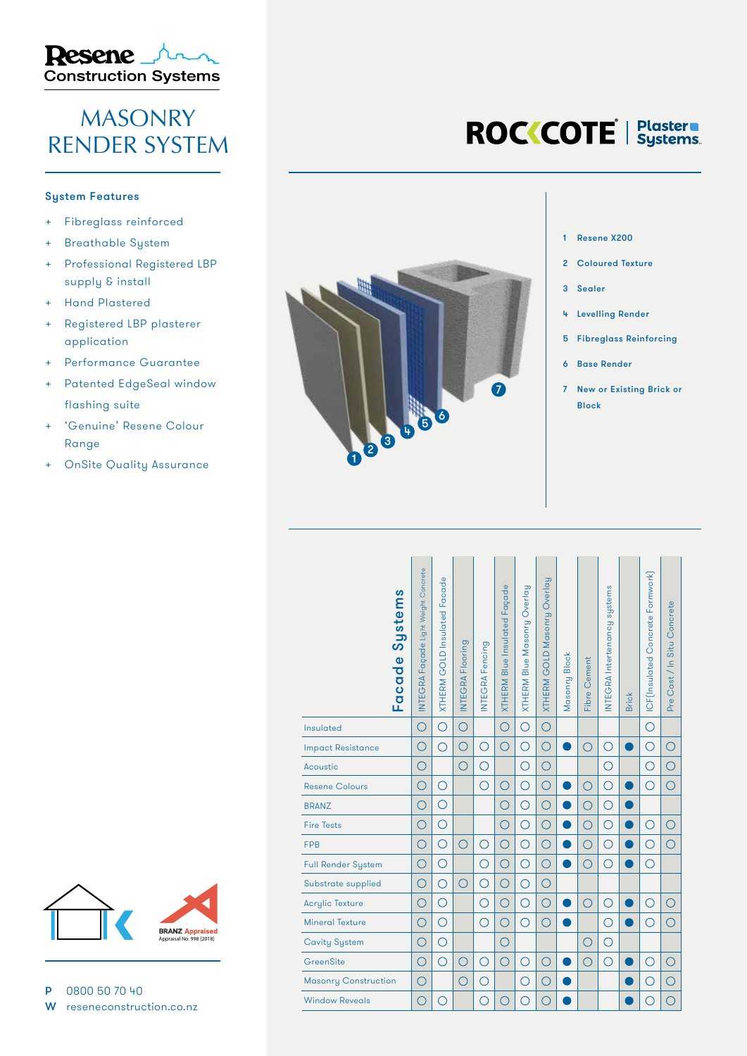Resene Construction Systems

# MASONRY RENDER SYSTEM

ROCKCOTE® | Plaster Systems.

## System Features

- Fibreglass reinforced
- Breathable System
- Professional Registered LBP supply & install
- Hand Plastered
- Registered LBP plasterer application
- Performance Guarantee
- Patented EdgeSeal window flashing suite
- 'Genuine' Resene Colour Range
- OnSite Quality Assurance

1. Resene X200
2. Coloured Texture
3. Sealer
4. Levelling Render
5. Fibreglass Reinforcing
6. Base Render
7. New or Existing Brick or Block

| Facade Systems | INTEGRA Façade Light Weight Concrete | XTHERM GOLD Insulated Facade | INTEGRA Flooring | INTEGRA Fencing | XTHERM Blue Insulated Façade | XTHERM Blue Masonry Overlay | XTHERM GOLD Masonry Overlay | Masonry Block | Fibre Cement | INTEGRA Intertenancy systems | Brick | ICF(Insulated Concrete Formwork) | Pre Cast / In Situ Concrete |
|---|---|---|---|---|---|---|---|---|---|---|---|---|---|
| Insulated | ○ | ○ | ○ | | ○ | ○ | ○ | | | | | ○ | |
| Impact Resistance | ○ | ○ | ○ | ○ | ○ | ○ | ○ | ● | ○ | ○ | ● | ○ | ○ |
| Acoustic | ○ | | ○ | ○ | | ○ | ○ | | | ○ | | ○ | ○ |
| Resene Colours | ○ | ○ | | ○ | ○ | ○ | ○ | ● | ○ | ○ | ● | ○ | ○ |
| BRANZ | ○ | ○ | | | ○ | ○ | ○ | ● | ○ | ○ | ● | | |
| Fire Tests | ○ | ○ | | | ○ | ○ | ○ | ● | ○ | ○ | ● | ○ | ○ |
| FPB | ○ | ○ | ○ | ○ | ○ | ○ | ○ | ● | ○ | ○ | ● | ○ | ○ |
| Full Render System | ○ | ○ | | ○ | ○ | ○ | ○ | ● | ○ | ○ | ● | ○ | |
| Substrate supplied | ○ | ○ | ○ | ○ | ○ | ○ | ○ | | | | | | |
| Acrylic Texture | ○ | ○ | | ○ | ○ | ○ | ○ | ● | ○ | ○ | ● | ○ | ○ |
| Mineral Texture | ○ | ○ | | ○ | ○ | ○ | ○ | ● | | ○ | ● | ○ | ○ |
| Cavity System | ○ | ○ | | | ○ | | | | ○ | ○ | | | |
| GreenSite | ○ | ○ | ○ | ○ | ○ | ○ | ○ | ● | ○ | ○ | ● | ○ | ○ |
| Masonry Construction | ○ | | ○ | ○ | | ○ | ○ | ● | | | ● | ○ | ○ |
| Window Reveals | ○ | ○ | | ○ | ○ | ○ | ○ | ● | | | ● | ○ | ○ |

BRANZ Appraised
Appraisal No. 998 [2018]

P 0800 50 70 40
W reseneconstruction.co.nz